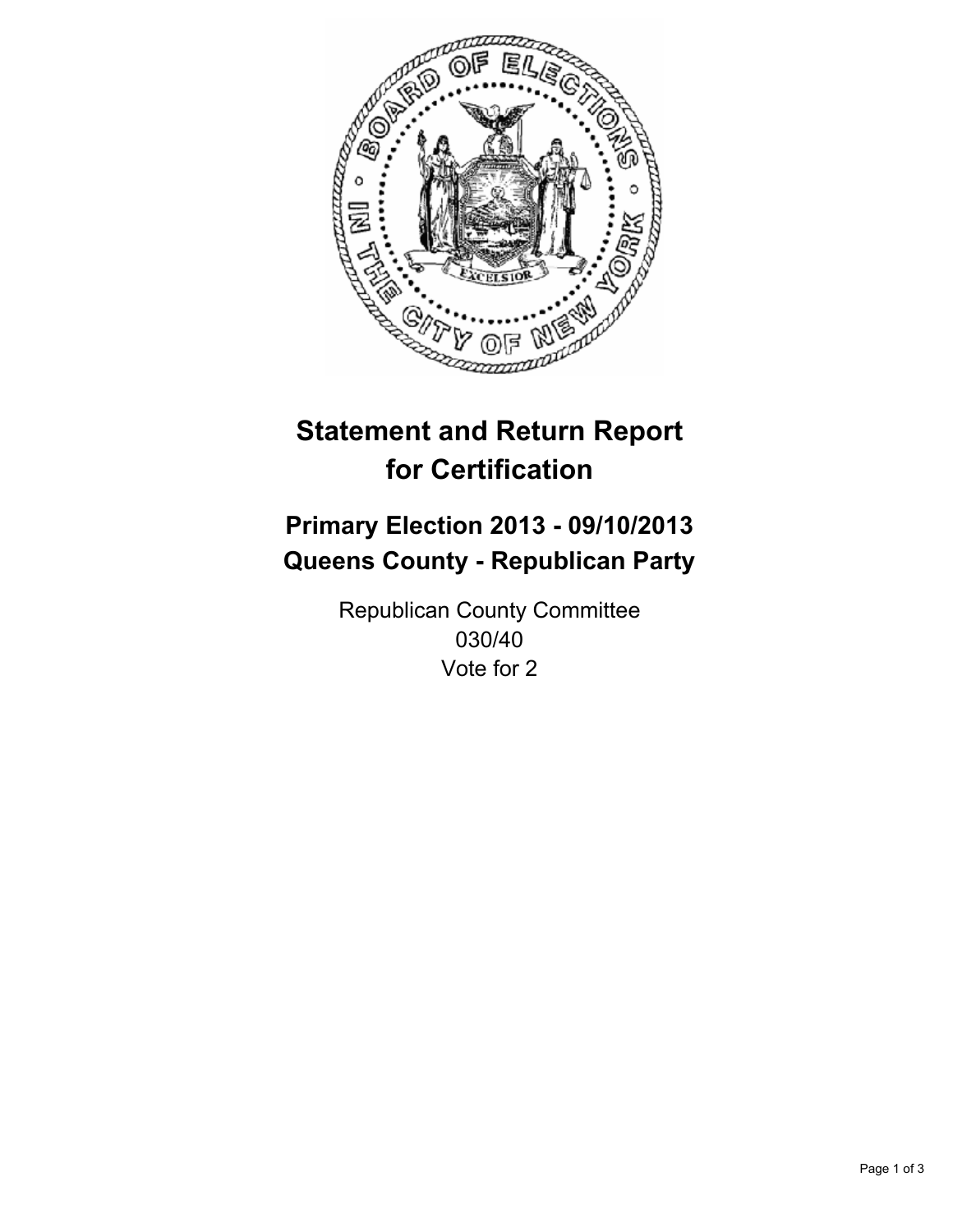# Statement and Return Report for Certification

## Primary Election 2013 - 09/10/2013
## Queens County - Republican Party

Republican County Committee
030/40
Vote for 2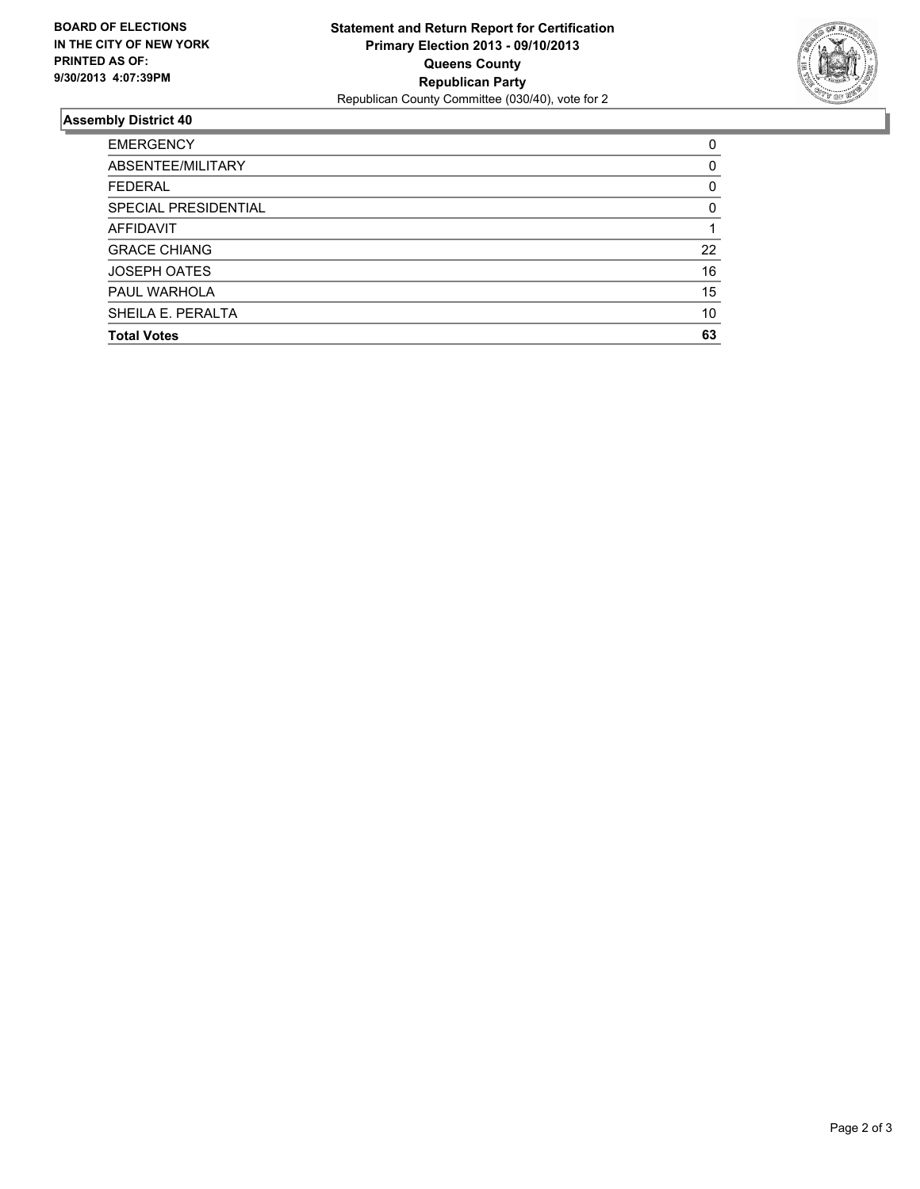**BOARD OF ELECTIONS IN THE CITY OF NEW YORK PRINTED AS OF: 9/30/2013 4:07:39PM**

**Statement and Return Report for Certification**
**Primary Election 2013 - 09/10/2013**
**Queens County**
**Republican Party**
Republican County Committee (030/40), vote for 2

## Assembly District 40

| | |
|---|---|
| EMERGENCY | 0 |
| ABSENTEE/MILITARY | 0 |
| FEDERAL | 0 |
| SPECIAL PRESIDENTIAL | 0 |
| AFFIDAVIT | 1 |
| GRACE CHIANG | 22 |
| JOSEPH OATES | 16 |
| PAUL WARHOLA | 15 |
| SHEILA E. PERALTA | 10 |
| **Total Votes** | **63** |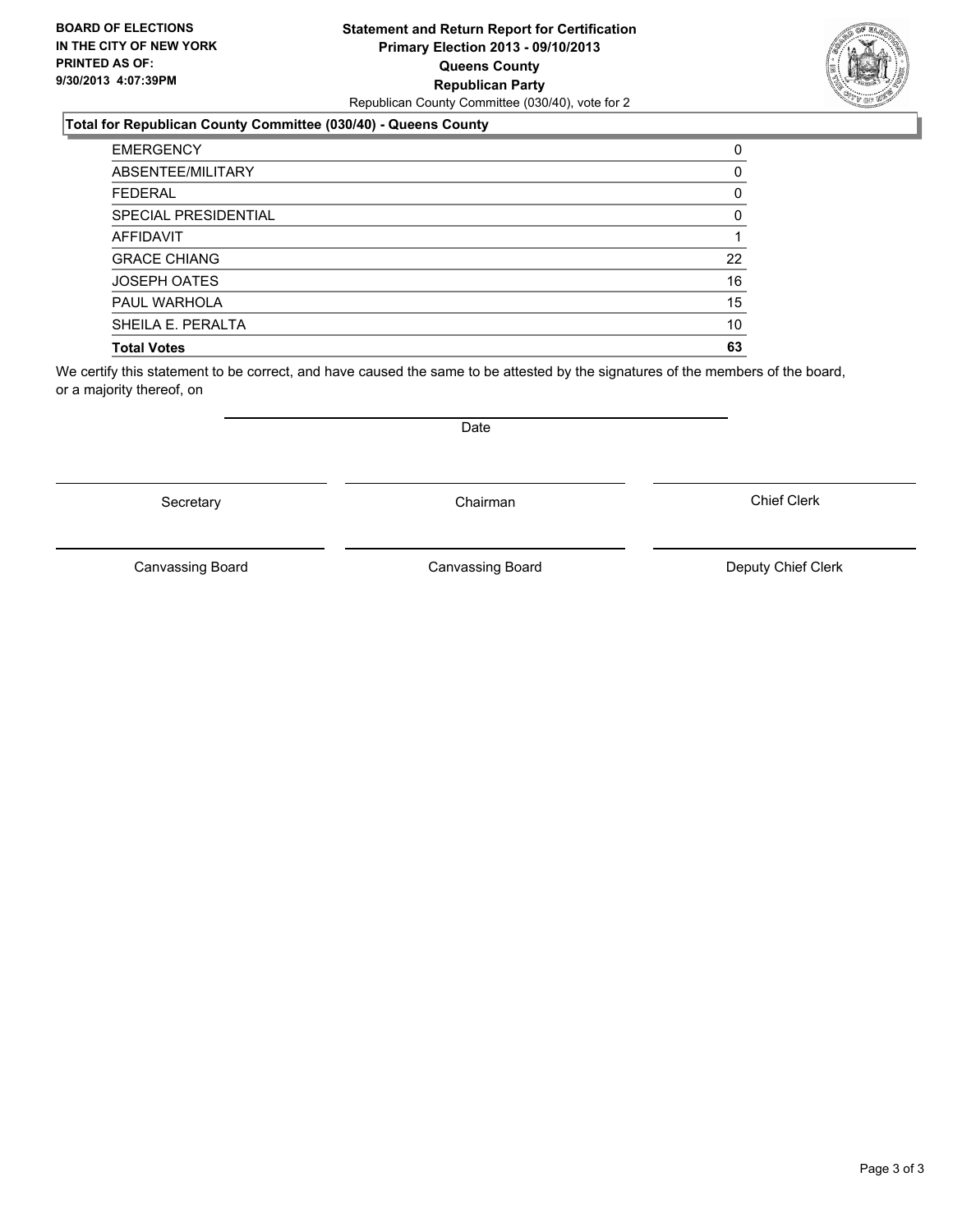**BOARD OF ELECTIONS IN THE CITY OF NEW YORK PRINTED AS OF: 9/30/2013 4:07:39PM**

**Statement and Return Report for Certification**
**Primary Election 2013 - 09/10/2013**
**Queens County**
**Republican Party**
Republican County Committee (030/40), vote for 2

### Total for Republican County Committee (030/40) - Queens County

| | |
|---|---|
| EMERGENCY | 0 |
| ABSENTEE/MILITARY | 0 |
| FEDERAL | 0 |
| SPECIAL PRESIDENTIAL | 0 |
| AFFIDAVIT | 1 |
| GRACE CHIANG | 22 |
| JOSEPH OATES | 16 |
| PAUL WARHOLA | 15 |
| SHEILA E. PERALTA | 10 |
| **Total Votes** | **63** |

We certify this statement to be correct, and have caused the same to be attested by the signatures of the members of the board, or a majority thereof, on

Date

Secretary

Chairman

Chief Clerk

Canvassing Board

Canvassing Board

Deputy Chief Clerk